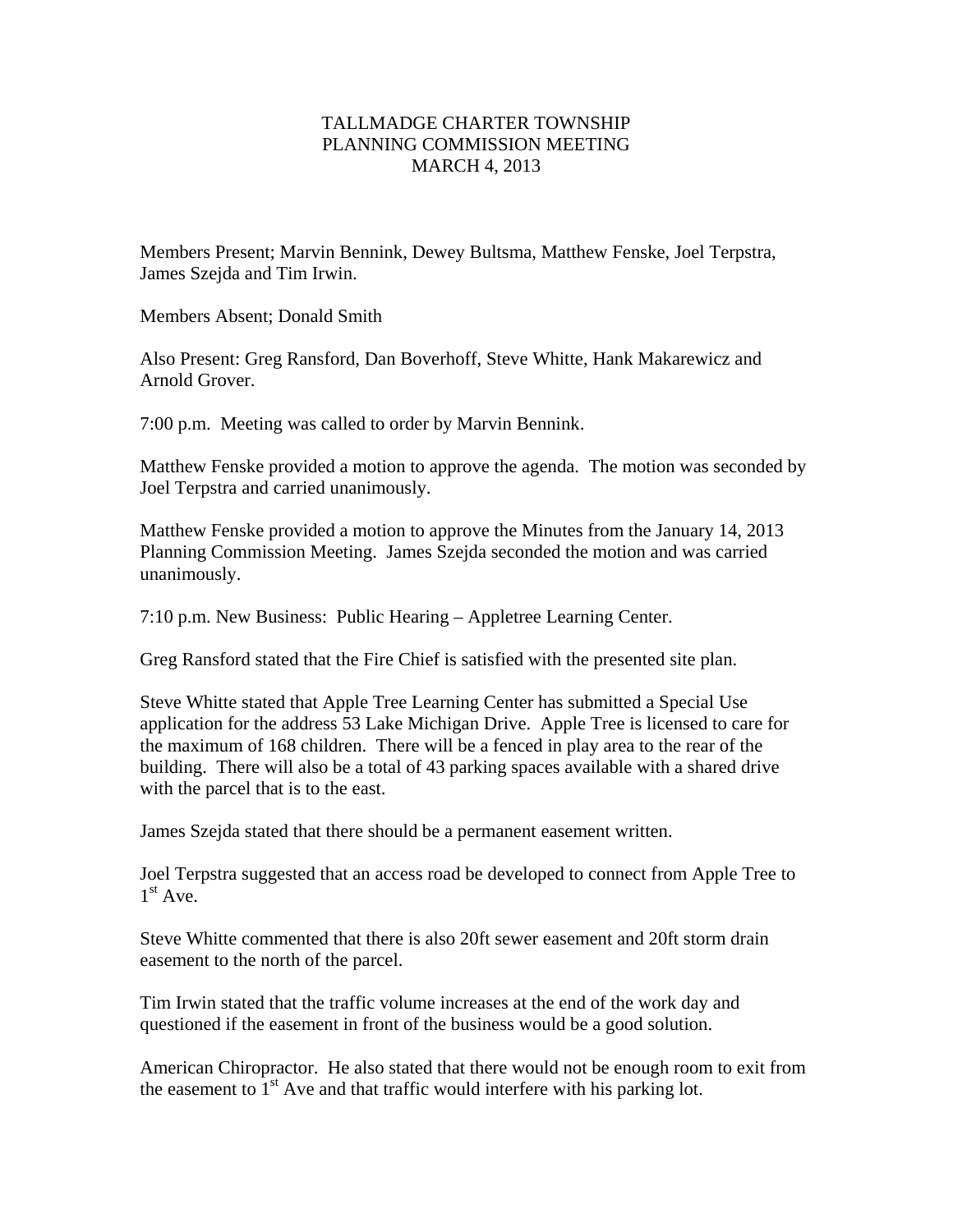# TALLMADGE CHARTER TOWNSHIP
## PLANNING COMMISSION MEETING
## MARCH 4, 2013

Members Present; Marvin Bennink, Dewey Bultsma, Matthew Fenske, Joel Terpstra, James Szejda and Tim Irwin.

Members Absent; Donald Smith

Also Present: Greg Ransford, Dan Boverhoff, Steve Whitte, Hank Makarewicz and Arnold Grover.

7:00 p.m. Meeting was called to order by Marvin Bennink.

Matthew Fenske provided a motion to approve the agenda. The motion was seconded by Joel Terpstra and carried unanimously.

Matthew Fenske provided a motion to approve the Minutes from the January 14, 2013 Planning Commission Meeting. James Szejda seconded the motion and was carried unanimously.

7:10 p.m. New Business: Public Hearing – Appletree Learning Center.

Greg Ransford stated that the Fire Chief is satisfied with the presented site plan.

Steve Whitte stated that Apple Tree Learning Center has submitted a Special Use application for the address 53 Lake Michigan Drive. Apple Tree is licensed to care for the maximum of 168 children. There will be a fenced in play area to the rear of the building. There will also be a total of 43 parking spaces available with a shared drive with the parcel that is to the east.

James Szejda stated that there should be a permanent easement written.

Joel Terpstra suggested that an access road be developed to connect from Apple Tree to 1st Ave.

Steve Whitte commented that there is also 20ft sewer easement and 20ft storm drain easement to the north of the parcel.

Tim Irwin stated that the traffic volume increases at the end of the work day and questioned if the easement in front of the business would be a good solution.

American Chiropractor. He also stated that there would not be enough room to exit from the easement to 1st Ave and that traffic would interfere with his parking lot.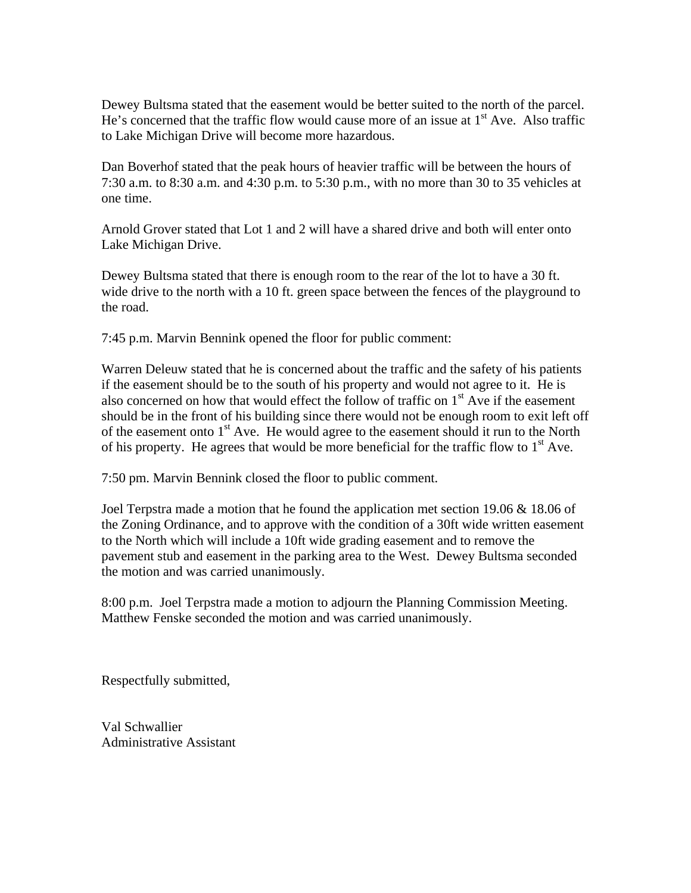Dewey Bultsma stated that the easement would be better suited to the north of the parcel. He's concerned that the traffic flow would cause more of an issue at 1st Ave. Also traffic to Lake Michigan Drive will become more hazardous.

Dan Boverhof stated that the peak hours of heavier traffic will be between the hours of 7:30 a.m. to 8:30 a.m. and 4:30 p.m. to 5:30 p.m., with no more than 30 to 35 vehicles at one time.

Arnold Grover stated that Lot 1 and 2 will have a shared drive and both will enter onto Lake Michigan Drive.

Dewey Bultsma stated that there is enough room to the rear of the lot to have a 30 ft. wide drive to the north with a 10 ft. green space between the fences of the playground to the road.

7:45 p.m. Marvin Bennink opened the floor for public comment:

Warren Deleuw stated that he is concerned about the traffic and the safety of his patients if the easement should be to the south of his property and would not agree to it. He is also concerned on how that would effect the follow of traffic on 1st Ave if the easement should be in the front of his building since there would not be enough room to exit left off of the easement onto 1st Ave. He would agree to the easement should it run to the North of his property. He agrees that would be more beneficial for the traffic flow to 1st Ave.

7:50 pm. Marvin Bennink closed the floor to public comment.

Joel Terpstra made a motion that he found the application met section 19.06 & 18.06 of the Zoning Ordinance, and to approve with the condition of a 30ft wide written easement to the North which will include a 10ft wide grading easement and to remove the pavement stub and easement in the parking area to the West. Dewey Bultsma seconded the motion and was carried unanimously.

8:00 p.m. Joel Terpstra made a motion to adjourn the Planning Commission Meeting. Matthew Fenske seconded the motion and was carried unanimously.

Respectfully submitted,

Val Schwallier
Administrative Assistant